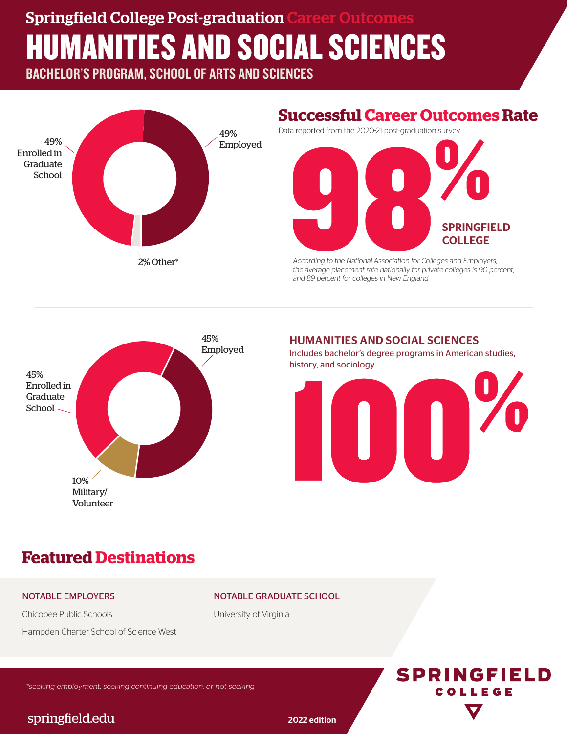# Springfield College Post-graduation Career Outcomes

# HUMANITIES AND SOCIAL SCIENCES

## BACHELOR'S PROGRAM, SCHOOL OF ARTS AND SCIENCES

49% Enrolled in Graduate School

49% Employed

2% Other*

## Successful Career Outcomes Rate

Data reported from the 2020-21 post-graduation survey

# 98%

SPRINGFIELD COLLEGE

*According to the National Association for Colleges and Employers, the average placement rate nationally for private colleges is 90 percent, and 89 percent for colleges in New England.*

45% Employed

45% Enrolled in Graduate School

10% Military/ Volunteer

### HUMANITIES AND SOCIAL SCIENCES

Includes bachelor's degree programs in American studies, history, and sociology

# 100%

## Featured Destinations

**NOTABLE EMPLOYERS**

Chicopee Public Schools

Hampden Charter School of Science West

**NOTABLE GRADUATE SCHOOL**

University of Virginia

*\*seeking employment, seeking continuing education, or not seeking*

springfield.edu

2022 edition

SPRINGFIELD COLLEGE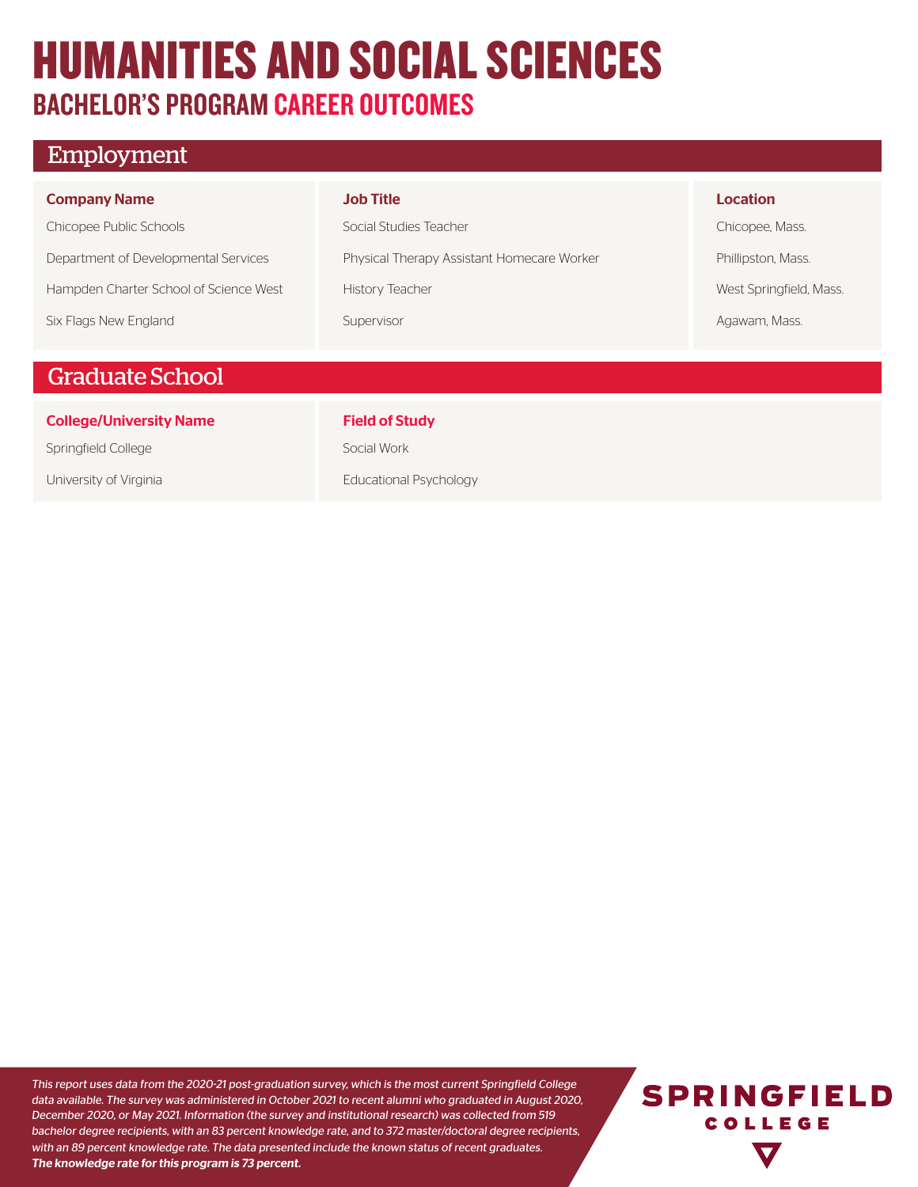# HUMANITIES AND SOCIAL SCIENCES

## BACHELOR'S PROGRAM CAREER OUTCOMES

### Employment

| Company Name | Job Title | Location |
|---|---|---|
| Chicopee Public Schools | Social Studies Teacher | Chicopee, Mass. |
| Department of Developmental Services | Physical Therapy Assistant Homecare Worker | Phillipston, Mass. |
| Hampden Charter School of Science West | History Teacher | West Springfield, Mass. |
| Six Flags New England | Supervisor | Agawam, Mass. |

### Graduate School

| College/University Name | Field of Study |
|---|---|
| Springfield College | Social Work |
| University of Virginia | Educational Psychology |

*This report uses data from the 2020-21 post-graduation survey, which is the most current Springfield College data available. The survey was administered in October 2021 to recent alumni who graduated in August 2020, December 2020, or May 2021. Information (the survey and institutional research) was collected from 519 bachelor degree recipients, with an 83 percent knowledge rate, and to 372 master/doctoral degree recipients, with an 89 percent knowledge rate. The data presented include the known status of recent graduates.*
***The knowledge rate for this program is 73 percent.***

SPRINGFIELD COLLEGE